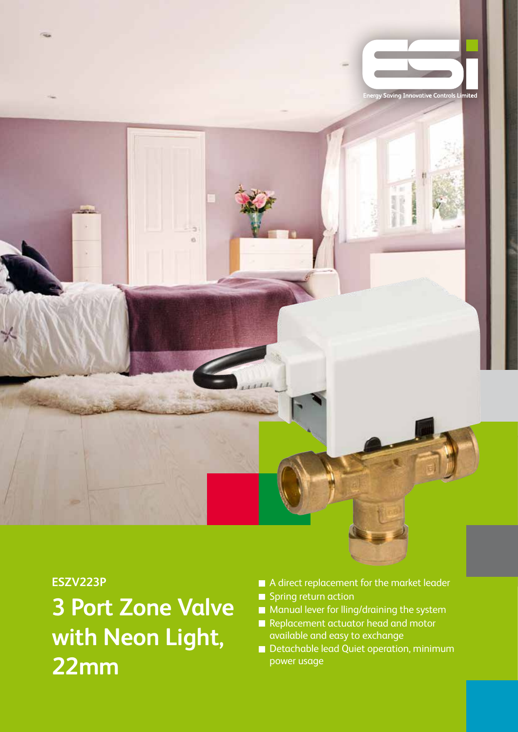Energy Saving Innovative Controls Limited

**ESZV223P**

# 3 Port Zone Valve with Neon Light, 22mm

- A direct replacement for the market leader
- Spring return action
- Manual lever for lling/draining the system
- Replacement actuator head and motor available and easy to exchange
- Detachable lead Quiet operation, minimum power usage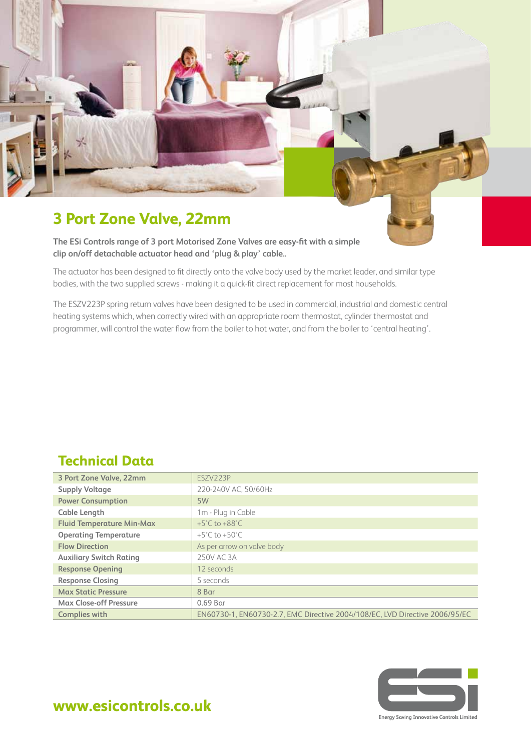# 3 Port Zone Valve, 22mm

**The ESi Controls range of 3 port Motorised Zone Valves are easy-fit with a simple clip on/off detachable actuator head and 'plug & play' cable..**

The actuator has been designed to fit directly onto the valve body used by the market leader, and similar type bodies, with the two supplied screws - making it a quick-fit direct replacement for most households.

The ESZV223P spring return valves have been designed to be used in commercial, industrial and domestic central heating systems which, when correctly wired with an appropriate room thermostat, cylinder thermostat and programmer, will control the water flow from the boiler to hot water, and from the boiler to 'central heating'.

## Technical Data

| | |
|---|---|
| **3 Port Zone Valve, 22mm** | ESZV223P |
| **Supply Voltage** | 220-240V AC, 50/60Hz |
| **Power Consumption** | 5W |
| **Cable Length** | 1m - Plug in Cable |
| **Fluid Temperature Min-Max** | +5˚C to +88˚C |
| **Operating Temperature** | +5˚C to +50˚C |
| **Flow Direction** | As per arrow on valve body |
| **Auxiliary Switch Rating** | 250V AC 3A |
| **Response Opening** | 12 seconds |
| **Response Closing** | 5 seconds |
| **Max Static Pressure** | 8 Bar |
| **Max Close-off Pressure** | 0.69 Bar |
| **Complies with** | EN60730-1, EN60730-2.7, EMC Directive 2004/108/EC, LVD Directive 2006/95/EC |

**www.esicontrols.co.uk**

Energy Saving Innovative Controls Limited